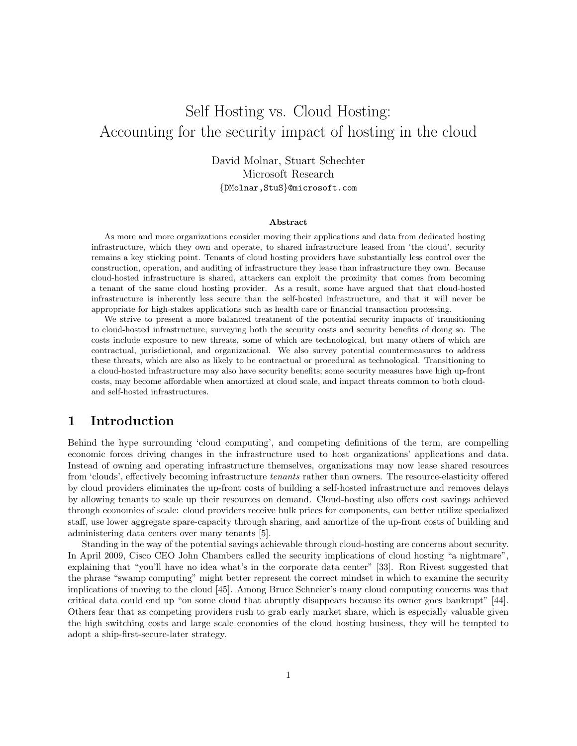# Self Hosting vs. Cloud Hosting: Accounting for the security impact of hosting in the cloud

David Molnar, Stuart Schechter
Microsoft Research
{DMolnar,StuS}@microsoft.com

### Abstract

As more and more organizations consider moving their applications and data from dedicated hosting infrastructure, which they own and operate, to shared infrastructure leased from 'the cloud', security remains a key sticking point. Tenants of cloud hosting providers have substantially less control over the construction, operation, and auditing of infrastructure they lease than infrastructure they own. Because cloud-hosted infrastructure is shared, attackers can exploit the proximity that comes from becoming a tenant of the same cloud hosting provider. As a result, some have argued that that cloud-hosted infrastructure is inherently less secure than the self-hosted infrastructure, and that it will never be appropriate for high-stakes applications such as health care or financial transaction processing.

We strive to present a more balanced treatment of the potential security impacts of transitioning to cloud-hosted infrastructure, surveying both the security costs and security benefits of doing so. The costs include exposure to new threats, some of which are technological, but many others of which are contractual, jurisdictional, and organizational. We also survey potential countermeasures to address these threats, which are also as likely to be contractual or procedural as technological. Transitioning to a cloud-hosted infrastructure may also have security benefits; some security measures have high up-front costs, may become affordable when amortized at cloud scale, and impact threats common to both cloud- and self-hosted infrastructures.

## 1 Introduction

Behind the hype surrounding 'cloud computing', and competing definitions of the term, are compelling economic forces driving changes in the infrastructure used to host organizations' applications and data. Instead of owning and operating infrastructure themselves, organizations may now lease shared resources from 'clouds', effectively becoming infrastructure *tenants* rather than owners. The resource-elasticity offered by cloud providers eliminates the up-front costs of building a self-hosted infrastructure and removes delays by allowing tenants to scale up their resources on demand. Cloud-hosting also offers cost savings achieved through economies of scale: cloud providers receive bulk prices for components, can better utilize specialized staff, use lower aggregate spare-capacity through sharing, and amortize of the up-front costs of building and administering data centers over many tenants [5].

Standing in the way of the potential savings achievable through cloud-hosting are concerns about security. In April 2009, Cisco CEO John Chambers called the security implications of cloud hosting "a nightmare", explaining that "you'll have no idea what's in the corporate data center" [33]. Ron Rivest suggested that the phrase "swamp computing" might better represent the correct mindset in which to examine the security implications of moving to the cloud [45]. Among Bruce Schneier's many cloud computing concerns was that critical data could end up "on some cloud that abruptly disappears because its owner goes bankrupt" [44]. Others fear that as competing providers rush to grab early market share, which is especially valuable given the high switching costs and large scale economies of the cloud hosting business, they will be tempted to adopt a ship-first-secure-later strategy.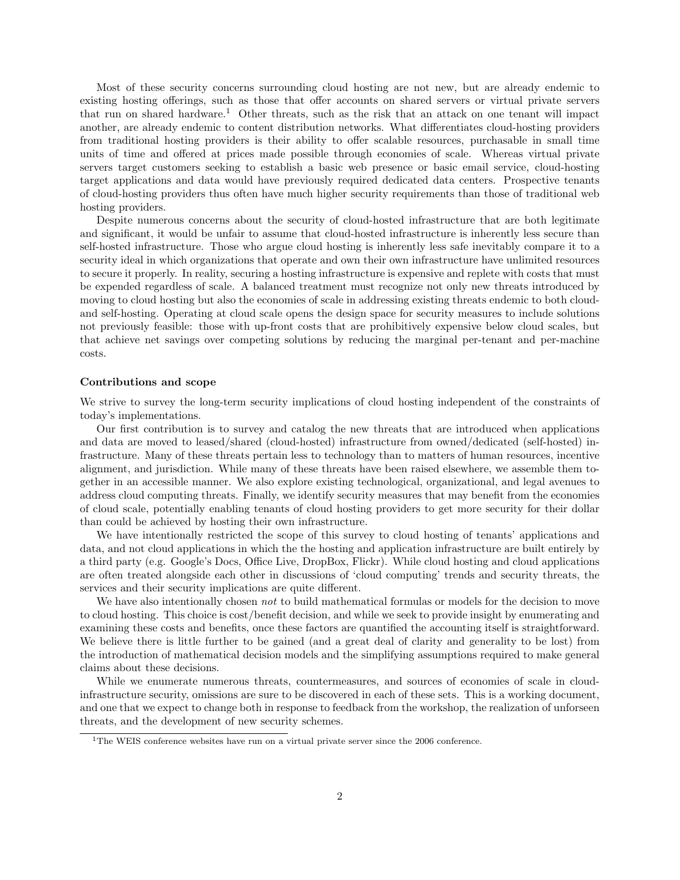Most of these security concerns surrounding cloud hosting are not new, but are already endemic to existing hosting offerings, such as those that offer accounts on shared servers or virtual private servers that run on shared hardware.[1] Other threats, such as the risk that an attack on one tenant will impact another, are already endemic to content distribution networks. What differentiates cloud-hosting providers from traditional hosting providers is their ability to offer scalable resources, purchasable in small time units of time and offered at prices made possible through economies of scale. Whereas virtual private servers target customers seeking to establish a basic web presence or basic email service, cloud-hosting target applications and data would have previously required dedicated data centers. Prospective tenants of cloud-hosting providers thus often have much higher security requirements than those of traditional web hosting providers.

Despite numerous concerns about the security of cloud-hosted infrastructure that are both legitimate and significant, it would be unfair to assume that cloud-hosted infrastructure is inherently less secure than self-hosted infrastructure. Those who argue cloud hosting is inherently less safe inevitably compare it to a security ideal in which organizations that operate and own their own infrastructure have unlimited resources to secure it properly. In reality, securing a hosting infrastructure is expensive and replete with costs that must be expended regardless of scale. A balanced treatment must recognize not only new threats introduced by moving to cloud hosting but also the economies of scale in addressing existing threats endemic to both cloud- and self-hosting. Operating at cloud scale opens the design space for security measures to include solutions not previously feasible: those with up-front costs that are prohibitively expensive below cloud scales, but that achieve net savings over competing solutions by reducing the marginal per-tenant and per-machine costs.

**Contributions and scope**

We strive to survey the long-term security implications of cloud hosting independent of the constraints of today's implementations.

Our first contribution is to survey and catalog the new threats that are introduced when applications and data are moved to leased/shared (cloud-hosted) infrastructure from owned/dedicated (self-hosted) infrastructure. Many of these threats pertain less to technology than to matters of human resources, incentive alignment, and jurisdiction. While many of these threats have been raised elsewhere, we assemble them together in an accessible manner. We also explore existing technological, organizational, and legal avenues to address cloud computing threats. Finally, we identify security measures that may benefit from the economies of cloud scale, potentially enabling tenants of cloud hosting providers to get more security for their dollar than could be achieved by hosting their own infrastructure.

We have intentionally restricted the scope of this survey to cloud hosting of tenants' applications and data, and not cloud applications in which the the hosting and application infrastructure are built entirely by a third party (e.g. Google's Docs, Office Live, DropBox, Flickr). While cloud hosting and cloud applications are often treated alongside each other in discussions of 'cloud computing' trends and security threats, the services and their security implications are quite different.

We have also intentionally chosen *not* to build mathematical formulas or models for the decision to move to cloud hosting. This choice is cost/benefit decision, and while we seek to provide insight by enumerating and examining these costs and benefits, once these factors are quantified the accounting itself is straightforward. We believe there is little further to be gained (and a great deal of clarity and generality to be lost) from the introduction of mathematical decision models and the simplifying assumptions required to make general claims about these decisions.

While we enumerate numerous threats, countermeasures, and sources of economies of scale in cloud-infrastructure security, omissions are sure to be discovered in each of these sets. This is a working document, and one that we expect to change both in response to feedback from the workshop, the realization of unforseen threats, and the development of new security schemes.

[1] The WEIS conference websites have run on a virtual private server since the 2006 conference.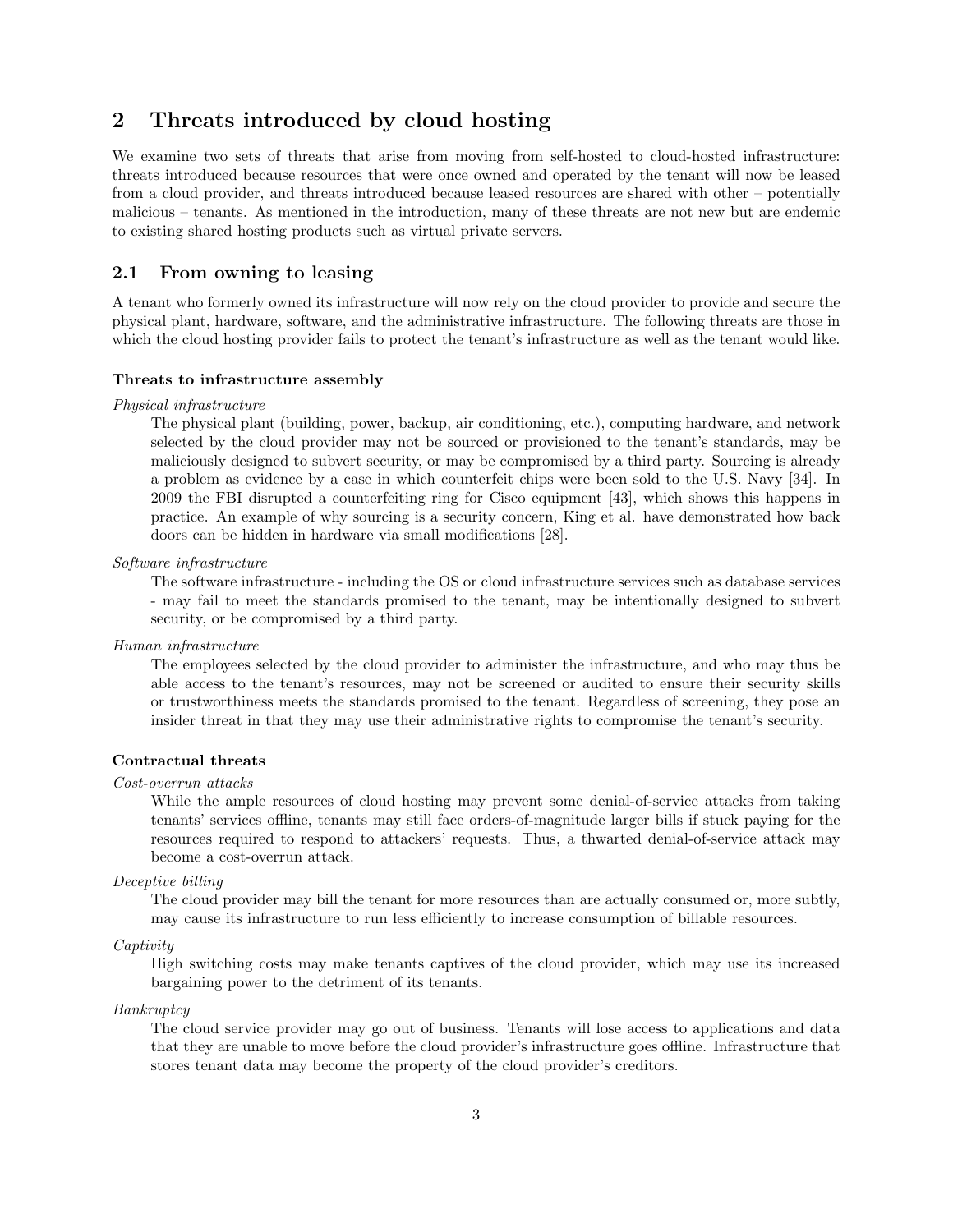## 2 Threats introduced by cloud hosting

We examine two sets of threats that arise from moving from self-hosted to cloud-hosted infrastructure: threats introduced because resources that were once owned and operated by the tenant will now be leased from a cloud provider, and threats introduced because leased resources are shared with other – potentially malicious – tenants. As mentioned in the introduction, many of these threats are not new but are endemic to existing shared hosting products such as virtual private servers.

### 2.1 From owning to leasing

A tenant who formerly owned its infrastructure will now rely on the cloud provider to provide and secure the physical plant, hardware, software, and the administrative infrastructure. The following threats are those in which the cloud hosting provider fails to protect the tenant's infrastructure as well as the tenant would like.

#### Threats to infrastructure assembly

*Physical infrastructure*

The physical plant (building, power, backup, air conditioning, etc.), computing hardware, and network selected by the cloud provider may not be sourced or provisioned to the tenant's standards, may be maliciously designed to subvert security, or may be compromised by a third party. Sourcing is already a problem as evidence by a case in which counterfeit chips were been sold to the U.S. Navy [34]. In 2009 the FBI disrupted a counterfeiting ring for Cisco equipment [43], which shows this happens in practice. An example of why sourcing is a security concern, King et al. have demonstrated how back doors can be hidden in hardware via small modifications [28].

*Software infrastructure*

The software infrastructure - including the OS or cloud infrastructure services such as database services - may fail to meet the standards promised to the tenant, may be intentionally designed to subvert security, or be compromised by a third party.

*Human infrastructure*

The employees selected by the cloud provider to administer the infrastructure, and who may thus be able access to the tenant's resources, may not be screened or audited to ensure their security skills or trustworthiness meets the standards promised to the tenant. Regardless of screening, they pose an insider threat in that they may use their administrative rights to compromise the tenant's security.

#### Contractual threats

*Cost-overrun attacks*

While the ample resources of cloud hosting may prevent some denial-of-service attacks from taking tenants' services offline, tenants may still face orders-of-magnitude larger bills if stuck paying for the resources required to respond to attackers' requests. Thus, a thwarted denial-of-service attack may become a cost-overrun attack.

*Deceptive billing*

The cloud provider may bill the tenant for more resources than are actually consumed or, more subtly, may cause its infrastructure to run less efficiently to increase consumption of billable resources.

*Captivity*

High switching costs may make tenants captives of the cloud provider, which may use its increased bargaining power to the detriment of its tenants.

*Bankruptcy*

The cloud service provider may go out of business. Tenants will lose access to applications and data that they are unable to move before the cloud provider's infrastructure goes offline. Infrastructure that stores tenant data may become the property of the cloud provider's creditors.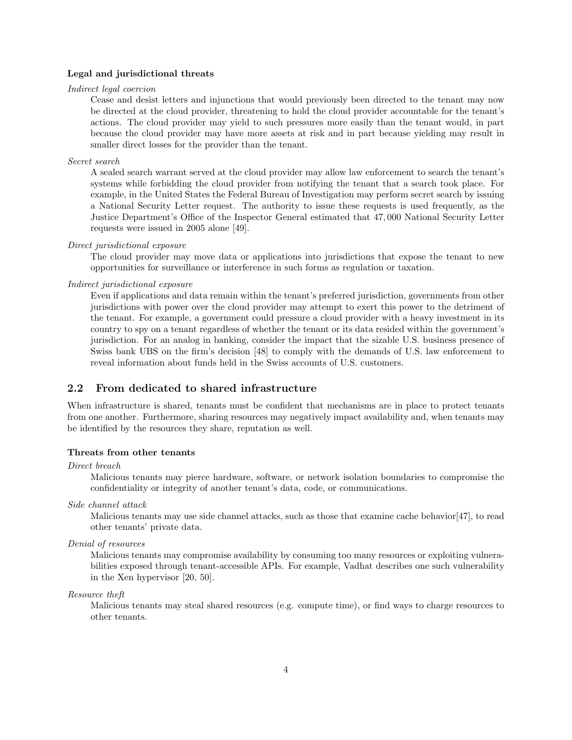**Legal and jurisdictional threats**

*Indirect legal coercion*

Cease and desist letters and injunctions that would previously been directed to the tenant may now be directed at the cloud provider, threatening to hold the cloud provider accountable for the tenant's actions. The cloud provider may yield to such pressures more easily than the tenant would, in part because the cloud provider may have more assets at risk and in part because yielding may result in smaller direct losses for the provider than the tenant.

*Secret search*

A sealed search warrant served at the cloud provider may allow law enforcement to search the tenant's systems while forbidding the cloud provider from notifying the tenant that a search took place. For example, in the United States the Federal Bureau of Investigation may perform secret search by issuing a National Security Letter request. The authority to issue these requests is used frequently, as the Justice Department's Office of the Inspector General estimated that 47,000 National Security Letter requests were issued in 2005 alone [49].

*Direct jurisdictional exposure*

The cloud provider may move data or applications into jurisdictions that expose the tenant to new opportunities for surveillance or interference in such forms as regulation or taxation.

*Indirect jurisdictional exposure*

Even if applications and data remain within the tenant's preferred jurisdiction, governments from other jurisdictions with power over the cloud provider may attempt to exert this power to the detriment of the tenant. For example, a government could pressure a cloud provider with a heavy investment in its country to spy on a tenant regardless of whether the tenant or its data resided within the government's jurisdiction. For an analog in banking, consider the impact that the sizable U.S. business presence of Swiss bank UBS on the firm's decision [48] to comply with the demands of U.S. law enforcement to reveal information about funds held in the Swiss accounts of U.S. customers.

## 2.2 From dedicated to shared infrastructure

When infrastructure is shared, tenants must be confident that mechanisms are in place to protect tenants from one another. Furthermore, sharing resources may negatively impact availability and, when tenants may be identified by the resources they share, reputation as well.

**Threats from other tenants**

*Direct breach*

Malicious tenants may pierce hardware, software, or network isolation boundaries to compromise the confidentiality or integrity of another tenant's data, code, or communications.

*Side channel attack*

Malicious tenants may use side channel attacks, such as those that examine cache behavior[47], to read other tenants' private data.

*Denial of resources*

Malicious tenants may compromise availability by consuming too many resources or exploiting vulnerabilities exposed through tenant-accessible APIs. For example, Vadhat describes one such vulnerability in the Xen hypervisor [20, 50].

*Resource theft*

Malicious tenants may steal shared resources (e.g. compute time), or find ways to charge resources to other tenants.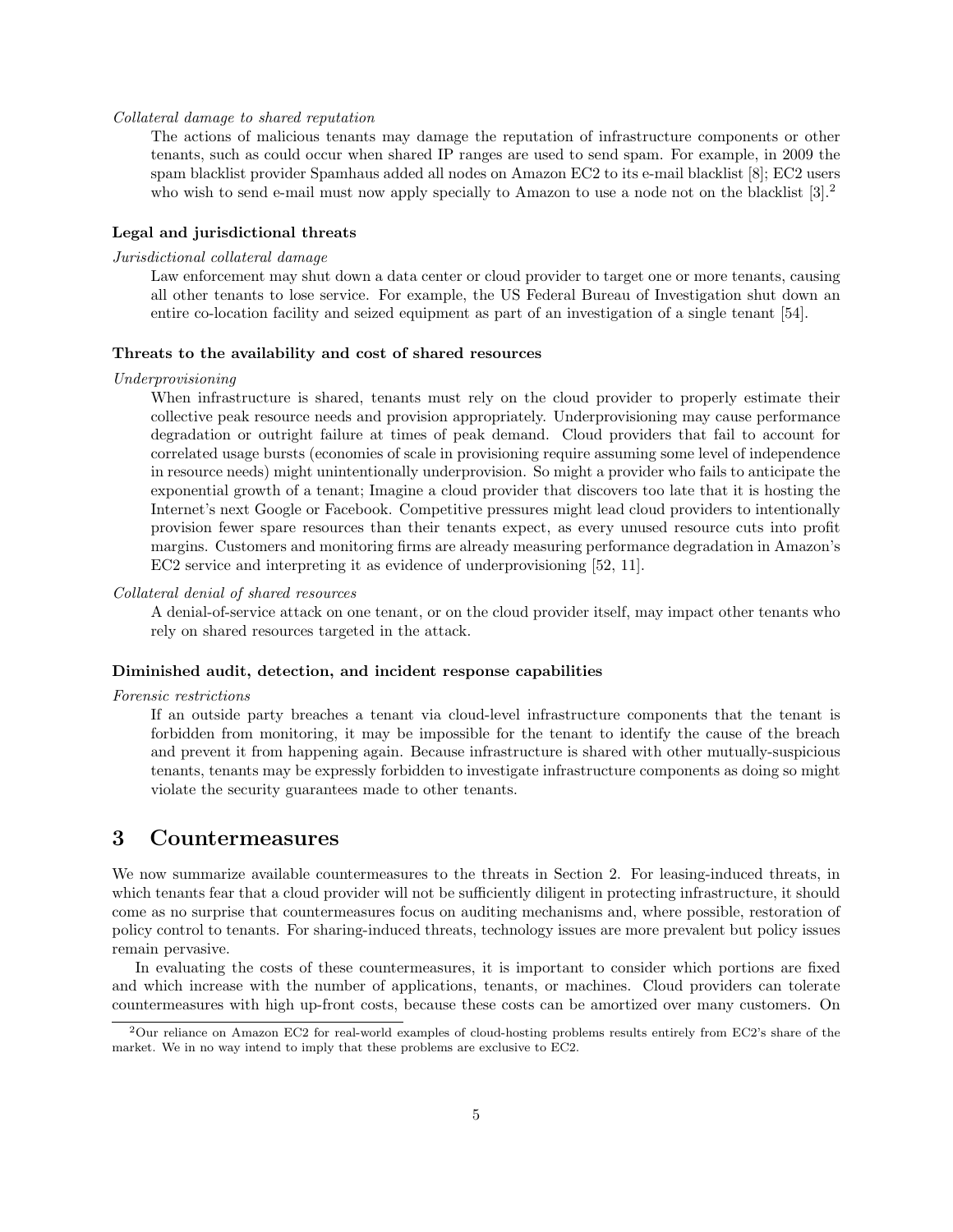*Collateral damage to shared reputation*

The actions of malicious tenants may damage the reputation of infrastructure components or other tenants, such as could occur when shared IP ranges are used to send spam. For example, in 2009 the spam blacklist provider Spamhaus added all nodes on Amazon EC2 to its e-mail blacklist [8]; EC2 users who wish to send e-mail must now apply specially to Amazon to use a node not on the blacklist [3].[2]

**Legal and jurisdictional threats**

*Jurisdictional collateral damage*

Law enforcement may shut down a data center or cloud provider to target one or more tenants, causing all other tenants to lose service. For example, the US Federal Bureau of Investigation shut down an entire co-location facility and seized equipment as part of an investigation of a single tenant [54].

**Threats to the availability and cost of shared resources**

*Underprovisioning*

When infrastructure is shared, tenants must rely on the cloud provider to properly estimate their collective peak resource needs and provision appropriately. Underprovisioning may cause performance degradation or outright failure at times of peak demand. Cloud providers that fail to account for correlated usage bursts (economies of scale in provisioning require assuming some level of independence in resource needs) might unintentionally underprovision. So might a provider who fails to anticipate the exponential growth of a tenant; Imagine a cloud provider that discovers too late that it is hosting the Internet's next Google or Facebook. Competitive pressures might lead cloud providers to intentionally provision fewer spare resources than their tenants expect, as every unused resource cuts into profit margins. Customers and monitoring firms are already measuring performance degradation in Amazon's EC2 service and interpreting it as evidence of underprovisioning [52, 11].

*Collateral denial of shared resources*

A denial-of-service attack on one tenant, or on the cloud provider itself, may impact other tenants who rely on shared resources targeted in the attack.

**Diminished audit, detection, and incident response capabilities**

*Forensic restrictions*

If an outside party breaches a tenant via cloud-level infrastructure components that the tenant is forbidden from monitoring, it may be impossible for the tenant to identify the cause of the breach and prevent it from happening again. Because infrastructure is shared with other mutually-suspicious tenants, tenants may be expressly forbidden to investigate infrastructure components as doing so might violate the security guarantees made to other tenants.

# 3 Countermeasures

We now summarize available countermeasures to the threats in Section 2. For leasing-induced threats, in which tenants fear that a cloud provider will not be sufficiently diligent in protecting infrastructure, it should come as no surprise that countermeasures focus on auditing mechanisms and, where possible, restoration of policy control to tenants. For sharing-induced threats, technology issues are more prevalent but policy issues remain pervasive.

In evaluating the costs of these countermeasures, it is important to consider which portions are fixed and which increase with the number of applications, tenants, or machines. Cloud providers can tolerate countermeasures with high up-front costs, because these costs can be amortized over many customers. On

[2] Our reliance on Amazon EC2 for real-world examples of cloud-hosting problems results entirely from EC2's share of the market. We in no way intend to imply that these problems are exclusive to EC2.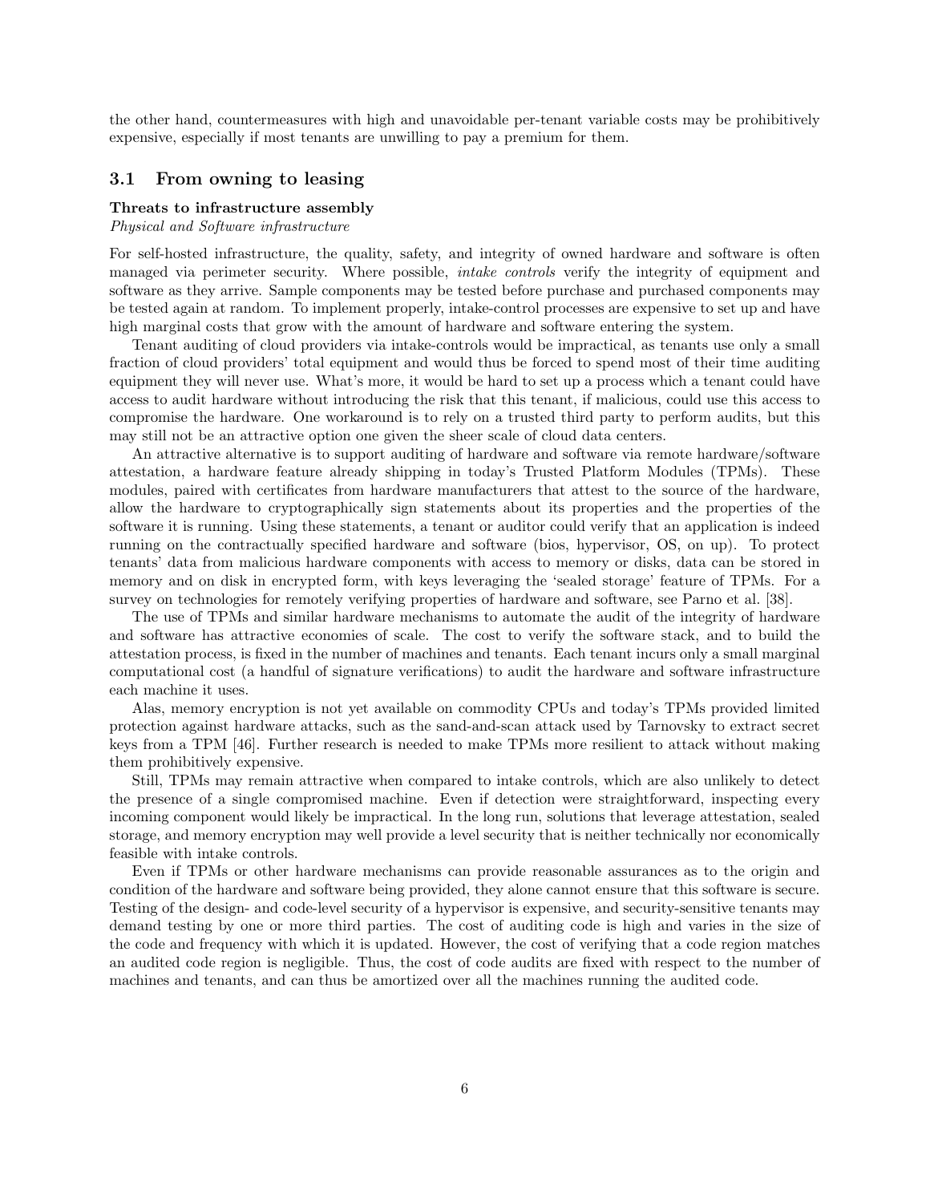the other hand, countermeasures with high and unavoidable per-tenant variable costs may be prohibitively expensive, especially if most tenants are unwilling to pay a premium for them.

## 3.1 From owning to leasing

**Threats to infrastructure assembly**
*Physical and Software infrastructure*

For self-hosted infrastructure, the quality, safety, and integrity of owned hardware and software is often managed via perimeter security. Where possible, *intake controls* verify the integrity of equipment and software as they arrive. Sample components may be tested before purchase and purchased components may be tested again at random. To implement properly, intake-control processes are expensive to set up and have high marginal costs that grow with the amount of hardware and software entering the system.

Tenant auditing of cloud providers via intake-controls would be impractical, as tenants use only a small fraction of cloud providers' total equipment and would thus be forced to spend most of their time auditing equipment they will never use. What's more, it would be hard to set up a process which a tenant could have access to audit hardware without introducing the risk that this tenant, if malicious, could use this access to compromise the hardware. One workaround is to rely on a trusted third party to perform audits, but this may still not be an attractive option one given the sheer scale of cloud data centers.

An attractive alternative is to support auditing of hardware and software via remote hardware/software attestation, a hardware feature already shipping in today's Trusted Platform Modules (TPMs). These modules, paired with certificates from hardware manufacturers that attest to the source of the hardware, allow the hardware to cryptographically sign statements about its properties and the properties of the software it is running. Using these statements, a tenant or auditor could verify that an application is indeed running on the contractually specified hardware and software (bios, hypervisor, OS, on up). To protect tenants' data from malicious hardware components with access to memory or disks, data can be stored in memory and on disk in encrypted form, with keys leveraging the 'sealed storage' feature of TPMs. For a survey on technologies for remotely verifying properties of hardware and software, see Parno et al. [38].

The use of TPMs and similar hardware mechanisms to automate the audit of the integrity of hardware and software has attractive economies of scale. The cost to verify the software stack, and to build the attestation process, is fixed in the number of machines and tenants. Each tenant incurs only a small marginal computational cost (a handful of signature verifications) to audit the hardware and software infrastructure each machine it uses.

Alas, memory encryption is not yet available on commodity CPUs and today's TPMs provided limited protection against hardware attacks, such as the sand-and-scan attack used by Tarnovsky to extract secret keys from a TPM [46]. Further research is needed to make TPMs more resilient to attack without making them prohibitively expensive.

Still, TPMs may remain attractive when compared to intake controls, which are also unlikely to detect the presence of a single compromised machine. Even if detection were straightforward, inspecting every incoming component would likely be impractical. In the long run, solutions that leverage attestation, sealed storage, and memory encryption may well provide a level security that is neither technically nor economically feasible with intake controls.

Even if TPMs or other hardware mechanisms can provide reasonable assurances as to the origin and condition of the hardware and software being provided, they alone cannot ensure that this software is secure. Testing of the design- and code-level security of a hypervisor is expensive, and security-sensitive tenants may demand testing by one or more third parties. The cost of auditing code is high and varies in the size of the code and frequency with which it is updated. However, the cost of verifying that a code region matches an audited code region is negligible. Thus, the cost of code audits are fixed with respect to the number of machines and tenants, and can thus be amortized over all the machines running the audited code.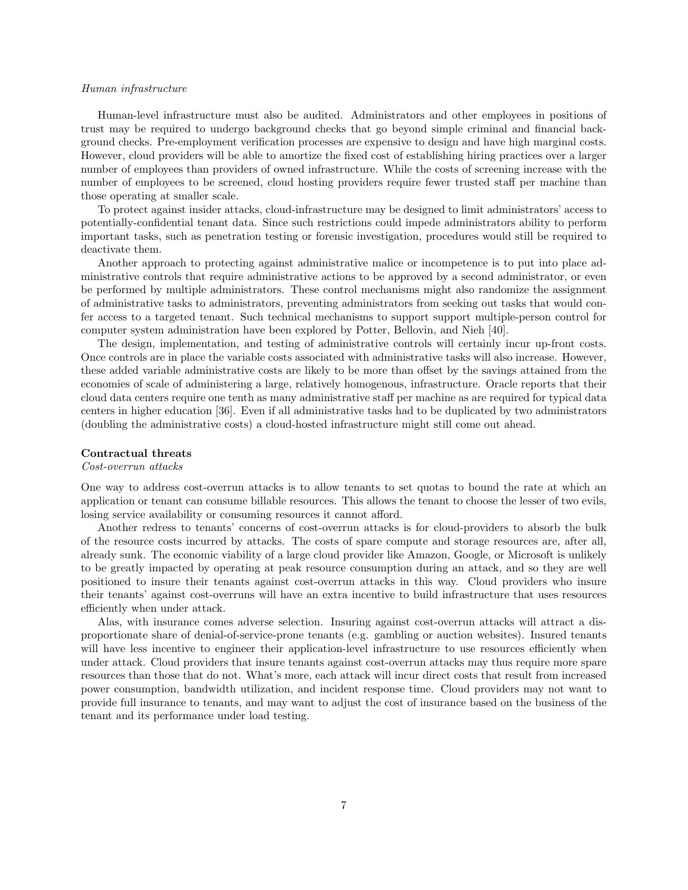*Human infrastructure*

Human-level infrastructure must also be audited. Administrators and other employees in positions of trust may be required to undergo background checks that go beyond simple criminal and financial background checks. Pre-employment verification processes are expensive to design and have high marginal costs. However, cloud providers will be able to amortize the fixed cost of establishing hiring practices over a larger number of employees than providers of owned infrastructure. While the costs of screening increase with the number of employees to be screened, cloud hosting providers require fewer trusted staff per machine than those operating at smaller scale.

To protect against insider attacks, cloud-infrastructure may be designed to limit administrators' access to potentially-confidential tenant data. Since such restrictions could impede administrators ability to perform important tasks, such as penetration testing or forensic investigation, procedures would still be required to deactivate them.

Another approach to protecting against administrative malice or incompetence is to put into place administrative controls that require administrative actions to be approved by a second administrator, or even be performed by multiple administrators. These control mechanisms might also randomize the assignment of administrative tasks to administrators, preventing administrators from seeking out tasks that would confer access to a targeted tenant. Such technical mechanisms to support support multiple-person control for computer system administration have been explored by Potter, Bellovin, and Nieh [40].

The design, implementation, and testing of administrative controls will certainly incur up-front costs. Once controls are in place the variable costs associated with administrative tasks will also increase. However, these added variable administrative costs are likely to be more than offset by the savings attained from the economies of scale of administering a large, relatively homogenous, infrastructure. Oracle reports that their cloud data centers require one tenth as many administrative staff per machine as are required for typical data centers in higher education [36]. Even if all administrative tasks had to be duplicated by two administrators (doubling the administrative costs) a cloud-hosted infrastructure might still come out ahead.

**Contractual threats**

*Cost-overrun attacks*

One way to address cost-overrun attacks is to allow tenants to set quotas to bound the rate at which an application or tenant can consume billable resources. This allows the tenant to choose the lesser of two evils, losing service availability or consuming resources it cannot afford.

Another redress to tenants' concerns of cost-overrun attacks is for cloud-providers to absorb the bulk of the resource costs incurred by attacks. The costs of spare compute and storage resources are, after all, already sunk. The economic viability of a large cloud provider like Amazon, Google, or Microsoft is unlikely to be greatly impacted by operating at peak resource consumption during an attack, and so they are well positioned to insure their tenants against cost-overrun attacks in this way. Cloud providers who insure their tenants' against cost-overruns will have an extra incentive to build infrastructure that uses resources efficiently when under attack.

Alas, with insurance comes adverse selection. Insuring against cost-overrun attacks will attract a disproportionate share of denial-of-service-prone tenants (e.g. gambling or auction websites). Insured tenants will have less incentive to engineer their application-level infrastructure to use resources efficiently when under attack. Cloud providers that insure tenants against cost-overrun attacks may thus require more spare resources than those that do not. What's more, each attack will incur direct costs that result from increased power consumption, bandwidth utilization, and incident response time. Cloud providers may not want to provide full insurance to tenants, and may want to adjust the cost of insurance based on the business of the tenant and its performance under load testing.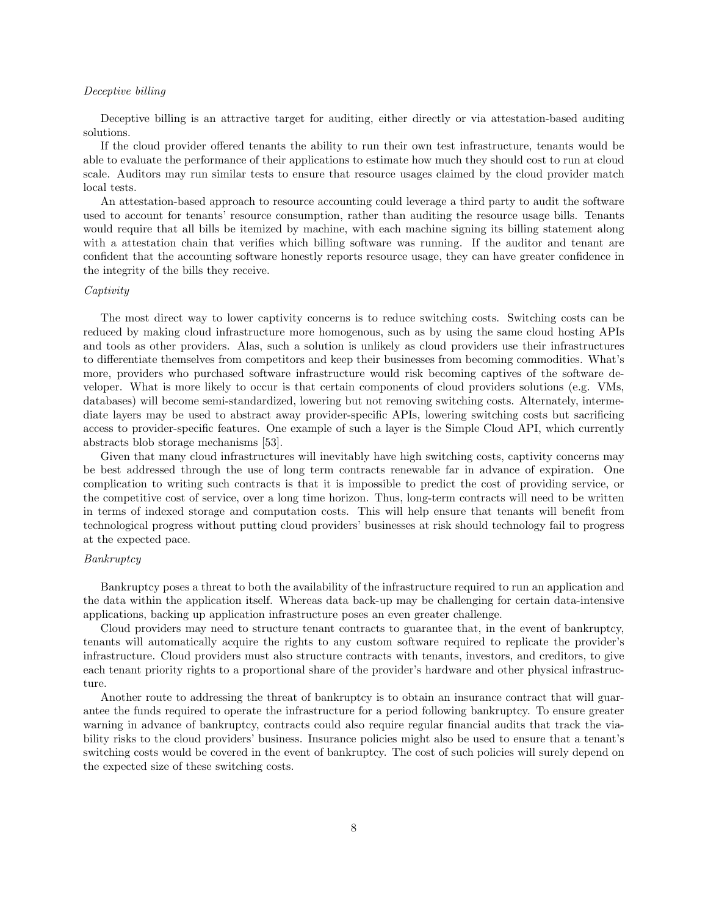*Deceptive billing*

Deceptive billing is an attractive target for auditing, either directly or via attestation-based auditing solutions.

If the cloud provider offered tenants the ability to run their own test infrastructure, tenants would be able to evaluate the performance of their applications to estimate how much they should cost to run at cloud scale. Auditors may run similar tests to ensure that resource usages claimed by the cloud provider match local tests.

An attestation-based approach to resource accounting could leverage a third party to audit the software used to account for tenants' resource consumption, rather than auditing the resource usage bills. Tenants would require that all bills be itemized by machine, with each machine signing its billing statement along with a attestation chain that verifies which billing software was running. If the auditor and tenant are confident that the accounting software honestly reports resource usage, they can have greater confidence in the integrity of the bills they receive.

*Captivity*

The most direct way to lower captivity concerns is to reduce switching costs. Switching costs can be reduced by making cloud infrastructure more homogenous, such as by using the same cloud hosting APIs and tools as other providers. Alas, such a solution is unlikely as cloud providers use their infrastructures to differentiate themselves from competitors and keep their businesses from becoming commodities. What's more, providers who purchased software infrastructure would risk becoming captives of the software developer. What is more likely to occur is that certain components of cloud providers solutions (e.g. VMs, databases) will become semi-standardized, lowering but not removing switching costs. Alternately, intermediate layers may be used to abstract away provider-specific APIs, lowering switching costs but sacrificing access to provider-specific features. One example of such a layer is the Simple Cloud API, which currently abstracts blob storage mechanisms [53].

Given that many cloud infrastructures will inevitably have high switching costs, captivity concerns may be best addressed through the use of long term contracts renewable far in advance of expiration. One complication to writing such contracts is that it is impossible to predict the cost of providing service, or the competitive cost of service, over a long time horizon. Thus, long-term contracts will need to be written in terms of indexed storage and computation costs. This will help ensure that tenants will benefit from technological progress without putting cloud providers' businesses at risk should technology fail to progress at the expected pace.

*Bankruptcy*

Bankruptcy poses a threat to both the availability of the infrastructure required to run an application and the data within the application itself. Whereas data back-up may be challenging for certain data-intensive applications, backing up application infrastructure poses an even greater challenge.

Cloud providers may need to structure tenant contracts to guarantee that, in the event of bankruptcy, tenants will automatically acquire the rights to any custom software required to replicate the provider's infrastructure. Cloud providers must also structure contracts with tenants, investors, and creditors, to give each tenant priority rights to a proportional share of the provider's hardware and other physical infrastructure.

Another route to addressing the threat of bankruptcy is to obtain an insurance contract that will guarantee the funds required to operate the infrastructure for a period following bankruptcy. To ensure greater warning in advance of bankruptcy, contracts could also require regular financial audits that track the viability risks to the cloud providers' business. Insurance policies might also be used to ensure that a tenant's switching costs would be covered in the event of bankruptcy. The cost of such policies will surely depend on the expected size of these switching costs.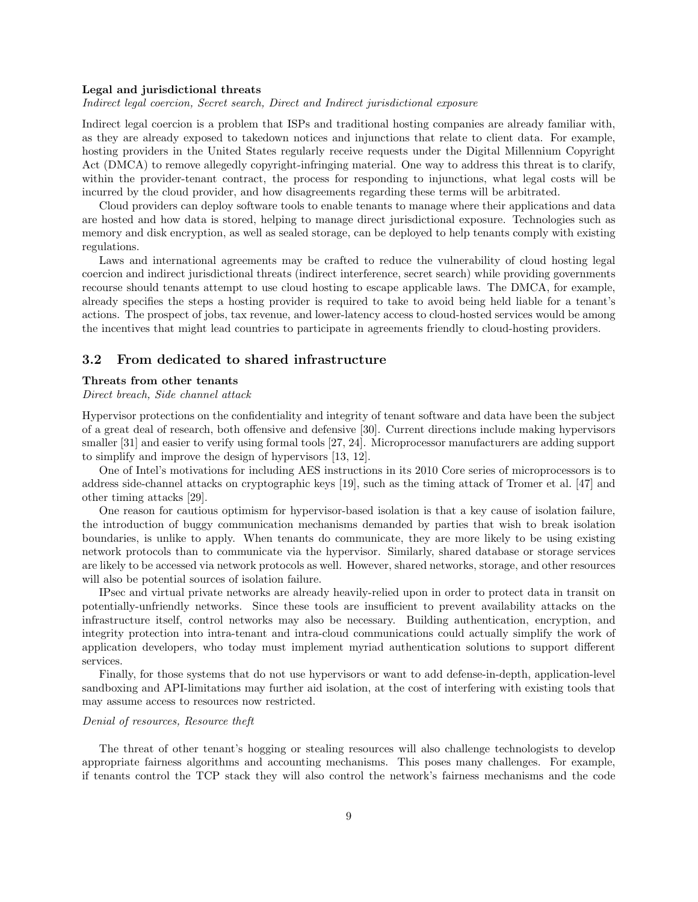**Legal and jurisdictional threats**

*Indirect legal coercion, Secret search, Direct and Indirect jurisdictional exposure*

Indirect legal coercion is a problem that ISPs and traditional hosting companies are already familiar with, as they are already exposed to takedown notices and injunctions that relate to client data. For example, hosting providers in the United States regularly receive requests under the Digital Millennium Copyright Act (DMCA) to remove allegedly copyright-infringing material. One way to address this threat is to clarify, within the provider-tenant contract, the process for responding to injunctions, what legal costs will be incurred by the cloud provider, and how disagreements regarding these terms will be arbitrated.

Cloud providers can deploy software tools to enable tenants to manage where their applications and data are hosted and how data is stored, helping to manage direct jurisdictional exposure. Technologies such as memory and disk encryption, as well as sealed storage, can be deployed to help tenants comply with existing regulations.

Laws and international agreements may be crafted to reduce the vulnerability of cloud hosting legal coercion and indirect jurisdictional threats (indirect interference, secret search) while providing governments recourse should tenants attempt to use cloud hosting to escape applicable laws. The DMCA, for example, already specifies the steps a hosting provider is required to take to avoid being held liable for a tenant's actions. The prospect of jobs, tax revenue, and lower-latency access to cloud-hosted services would be among the incentives that might lead countries to participate in agreements friendly to cloud-hosting providers.

## 3.2 From dedicated to shared infrastructure

**Threats from other tenants**

*Direct breach, Side channel attack*

Hypervisor protections on the confidentiality and integrity of tenant software and data have been the subject of a great deal of research, both offensive and defensive [30]. Current directions include making hypervisors smaller [31] and easier to verify using formal tools [27, 24]. Microprocessor manufacturers are adding support to simplify and improve the design of hypervisors [13, 12].

One of Intel's motivations for including AES instructions in its 2010 Core series of microprocessors is to address side-channel attacks on cryptographic keys [19], such as the timing attack of Tromer et al. [47] and other timing attacks [29].

One reason for cautious optimism for hypervisor-based isolation is that a key cause of isolation failure, the introduction of buggy communication mechanisms demanded by parties that wish to break isolation boundaries, is unlike to apply. When tenants do communicate, they are more likely to be using existing network protocols than to communicate via the hypervisor. Similarly, shared database or storage services are likely to be accessed via network protocols as well. However, shared networks, storage, and other resources will also be potential sources of isolation failure.

IPsec and virtual private networks are already heavily-relied upon in order to protect data in transit on potentially-unfriendly networks. Since these tools are insufficient to prevent availability attacks on the infrastructure itself, control networks may also be necessary. Building authentication, encryption, and integrity protection into intra-tenant and intra-cloud communications could actually simplify the work of application developers, who today must implement myriad authentication solutions to support different services.

Finally, for those systems that do not use hypervisors or want to add defense-in-depth, application-level sandboxing and API-limitations may further aid isolation, at the cost of interfering with existing tools that may assume access to resources now restricted.

*Denial of resources, Resource theft*

The threat of other tenant's hogging or stealing resources will also challenge technologists to develop appropriate fairness algorithms and accounting mechanisms. This poses many challenges. For example, if tenants control the TCP stack they will also control the network's fairness mechanisms and the code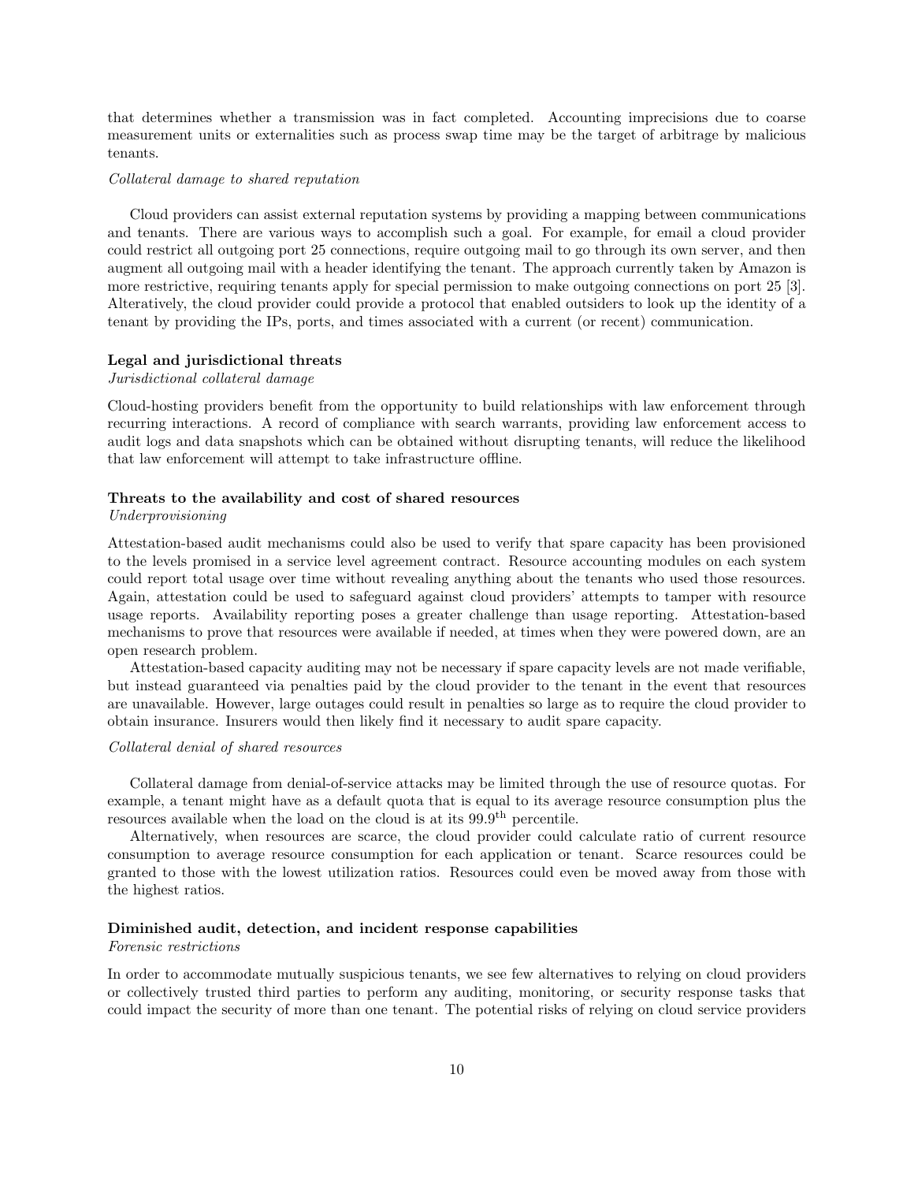that determines whether a transmission was in fact completed. Accounting imprecisions due to coarse measurement units or externalities such as process swap time may be the target of arbitrage by malicious tenants.

*Collateral damage to shared reputation*

Cloud providers can assist external reputation systems by providing a mapping between communications and tenants. There are various ways to accomplish such a goal. For example, for email a cloud provider could restrict all outgoing port 25 connections, require outgoing mail to go through its own server, and then augment all outgoing mail with a header identifying the tenant. The approach currently taken by Amazon is more restrictive, requiring tenants apply for special permission to make outgoing connections on port 25 [3]. Alteratively, the cloud provider could provide a protocol that enabled outsiders to look up the identity of a tenant by providing the IPs, ports, and times associated with a current (or recent) communication.

**Legal and jurisdictional threats**

*Jurisdictional collateral damage*

Cloud-hosting providers benefit from the opportunity to build relationships with law enforcement through recurring interactions. A record of compliance with search warrants, providing law enforcement access to audit logs and data snapshots which can be obtained without disrupting tenants, will reduce the likelihood that law enforcement will attempt to take infrastructure offline.

**Threats to the availability and cost of shared resources**

*Underprovisioning*

Attestation-based audit mechanisms could also be used to verify that spare capacity has been provisioned to the levels promised in a service level agreement contract. Resource accounting modules on each system could report total usage over time without revealing anything about the tenants who used those resources. Again, attestation could be used to safeguard against cloud providers' attempts to tamper with resource usage reports. Availability reporting poses a greater challenge than usage reporting. Attestation-based mechanisms to prove that resources were available if needed, at times when they were powered down, are an open research problem.

Attestation-based capacity auditing may not be necessary if spare capacity levels are not made verifiable, but instead guaranteed via penalties paid by the cloud provider to the tenant in the event that resources are unavailable. However, large outages could result in penalties so large as to require the cloud provider to obtain insurance. Insurers would then likely find it necessary to audit spare capacity.

*Collateral denial of shared resources*

Collateral damage from denial-of-service attacks may be limited through the use of resource quotas. For example, a tenant might have as a default quota that is equal to its average resource consumption plus the resources available when the load on the cloud is at its $99.9^{\text{th}}$ percentile.

Alternatively, when resources are scarce, the cloud provider could calculate ratio of current resource consumption to average resource consumption for each application or tenant. Scarce resources could be granted to those with the lowest utilization ratios. Resources could even be moved away from those with the highest ratios.

**Diminished audit, detection, and incident response capabilities**

*Forensic restrictions*

In order to accommodate mutually suspicious tenants, we see few alternatives to relying on cloud providers or collectively trusted third parties to perform any auditing, monitoring, or security response tasks that could impact the security of more than one tenant. The potential risks of relying on cloud service providers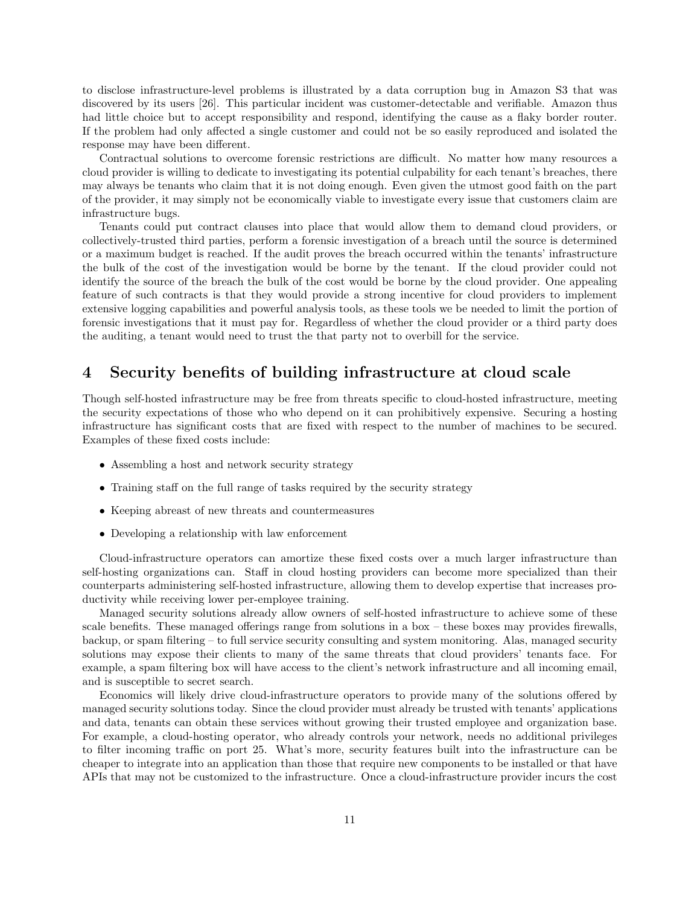to disclose infrastructure-level problems is illustrated by a data corruption bug in Amazon S3 that was discovered by its users [26]. This particular incident was customer-detectable and verifiable. Amazon thus had little choice but to accept responsibility and respond, identifying the cause as a flaky border router. If the problem had only affected a single customer and could not be so easily reproduced and isolated the response may have been different.

Contractual solutions to overcome forensic restrictions are difficult. No matter how many resources a cloud provider is willing to dedicate to investigating its potential culpability for each tenant's breaches, there may always be tenants who claim that it is not doing enough. Even given the utmost good faith on the part of the provider, it may simply not be economically viable to investigate every issue that customers claim are infrastructure bugs.

Tenants could put contract clauses into place that would allow them to demand cloud providers, or collectively-trusted third parties, perform a forensic investigation of a breach until the source is determined or a maximum budget is reached. If the audit proves the breach occurred within the tenants' infrastructure the bulk of the cost of the investigation would be borne by the tenant. If the cloud provider could not identify the source of the breach the bulk of the cost would be borne by the cloud provider. One appealing feature of such contracts is that they would provide a strong incentive for cloud providers to implement extensive logging capabilities and powerful analysis tools, as these tools we be needed to limit the portion of forensic investigations that it must pay for. Regardless of whether the cloud provider or a third party does the auditing, a tenant would need to trust the that party not to overbill for the service.

# 4 Security benefits of building infrastructure at cloud scale

Though self-hosted infrastructure may be free from threats specific to cloud-hosted infrastructure, meeting the security expectations of those who who depend on it can prohibitively expensive. Securing a hosting infrastructure has significant costs that are fixed with respect to the number of machines to be secured. Examples of these fixed costs include:

- Assembling a host and network security strategy
- Training staff on the full range of tasks required by the security strategy
- Keeping abreast of new threats and countermeasures
- Developing a relationship with law enforcement

Cloud-infrastructure operators can amortize these fixed costs over a much larger infrastructure than self-hosting organizations can. Staff in cloud hosting providers can become more specialized than their counterparts administering self-hosted infrastructure, allowing them to develop expertise that increases productivity while receiving lower per-employee training.

Managed security solutions already allow owners of self-hosted infrastructure to achieve some of these scale benefits. These managed offerings range from solutions in a box – these boxes may provides firewalls, backup, or spam filtering – to full service security consulting and system monitoring. Alas, managed security solutions may expose their clients to many of the same threats that cloud providers' tenants face. For example, a spam filtering box will have access to the client's network infrastructure and all incoming email, and is susceptible to secret search.

Economics will likely drive cloud-infrastructure operators to provide many of the solutions offered by managed security solutions today. Since the cloud provider must already be trusted with tenants' applications and data, tenants can obtain these services without growing their trusted employee and organization base. For example, a cloud-hosting operator, who already controls your network, needs no additional privileges to filter incoming traffic on port 25. What's more, security features built into the infrastructure can be cheaper to integrate into an application than those that require new components to be installed or that have APIs that may not be customized to the infrastructure. Once a cloud-infrastructure provider incurs the cost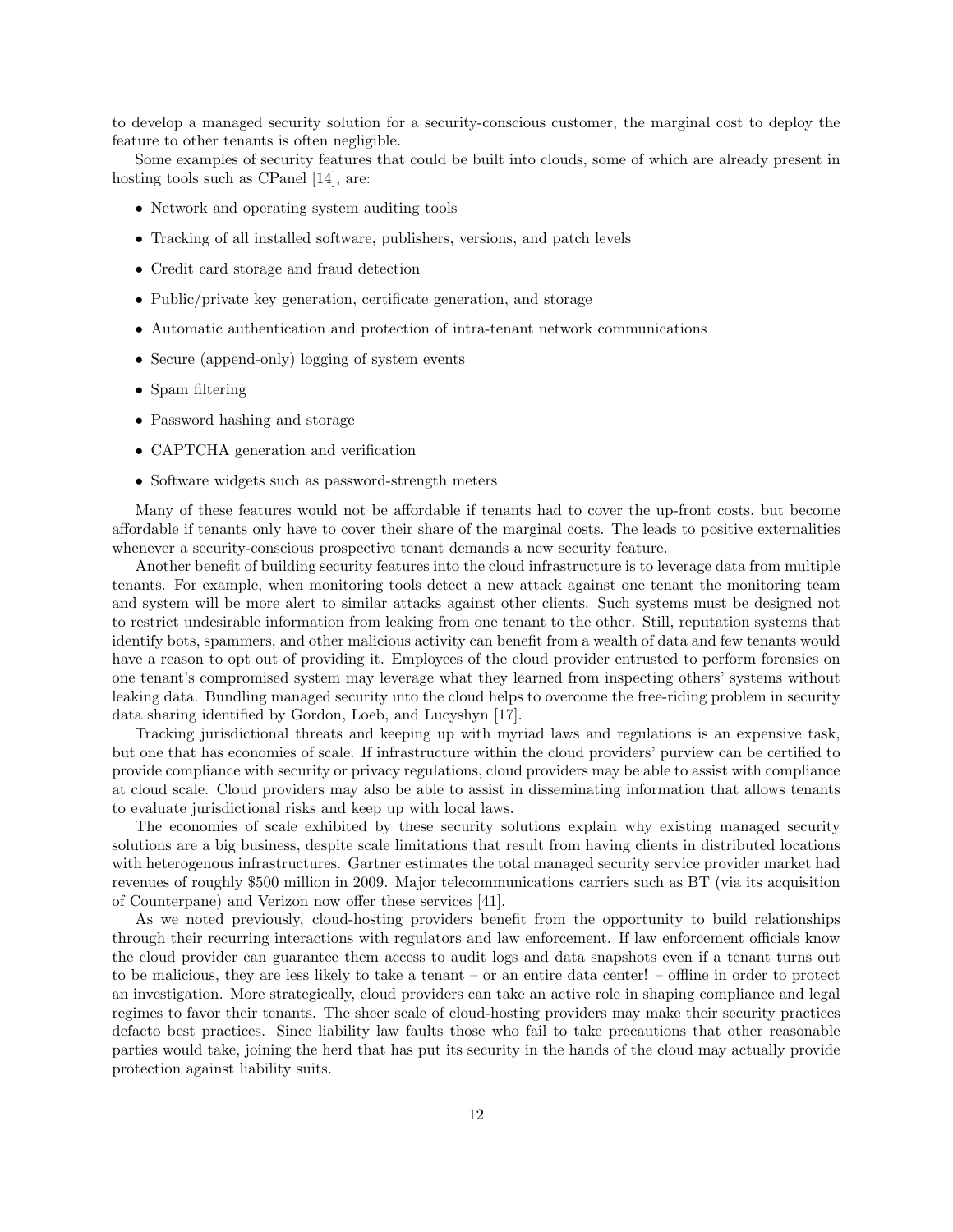to develop a managed security solution for a security-conscious customer, the marginal cost to deploy the feature to other tenants is often negligible.

Some examples of security features that could be built into clouds, some of which are already present in hosting tools such as CPanel [14], are:

- Network and operating system auditing tools
- Tracking of all installed software, publishers, versions, and patch levels
- Credit card storage and fraud detection
- Public/private key generation, certificate generation, and storage
- Automatic authentication and protection of intra-tenant network communications
- Secure (append-only) logging of system events
- Spam filtering
- Password hashing and storage
- CAPTCHA generation and verification
- Software widgets such as password-strength meters

Many of these features would not be affordable if tenants had to cover the up-front costs, but become affordable if tenants only have to cover their share of the marginal costs. The leads to positive externalities whenever a security-conscious prospective tenant demands a new security feature.

Another benefit of building security features into the cloud infrastructure is to leverage data from multiple tenants. For example, when monitoring tools detect a new attack against one tenant the monitoring team and system will be more alert to similar attacks against other clients. Such systems must be designed not to restrict undesirable information from leaking from one tenant to the other. Still, reputation systems that identify bots, spammers, and other malicious activity can benefit from a wealth of data and few tenants would have a reason to opt out of providing it. Employees of the cloud provider entrusted to perform forensics on one tenant's compromised system may leverage what they learned from inspecting others' systems without leaking data. Bundling managed security into the cloud helps to overcome the free-riding problem in security data sharing identified by Gordon, Loeb, and Lucyshyn [17].

Tracking jurisdictional threats and keeping up with myriad laws and regulations is an expensive task, but one that has economies of scale. If infrastructure within the cloud providers' purview can be certified to provide compliance with security or privacy regulations, cloud providers may be able to assist with compliance at cloud scale. Cloud providers may also be able to assist in disseminating information that allows tenants to evaluate jurisdictional risks and keep up with local laws.

The economies of scale exhibited by these security solutions explain why existing managed security solutions are a big business, despite scale limitations that result from having clients in distributed locations with heterogenous infrastructures. Gartner estimates the total managed security service provider market had revenues of roughly $500 million in 2009. Major telecommunications carriers such as BT (via its acquisition of Counterpane) and Verizon now offer these services [41].

As we noted previously, cloud-hosting providers benefit from the opportunity to build relationships through their recurring interactions with regulators and law enforcement. If law enforcement officials know the cloud provider can guarantee them access to audit logs and data snapshots even if a tenant turns out to be malicious, they are less likely to take a tenant – or an entire data center! – offline in order to protect an investigation. More strategically, cloud providers can take an active role in shaping compliance and legal regimes to favor their tenants. The sheer scale of cloud-hosting providers may make their security practices defacto best practices. Since liability law faults those who fail to take precautions that other reasonable parties would take, joining the herd that has put its security in the hands of the cloud may actually provide protection against liability suits.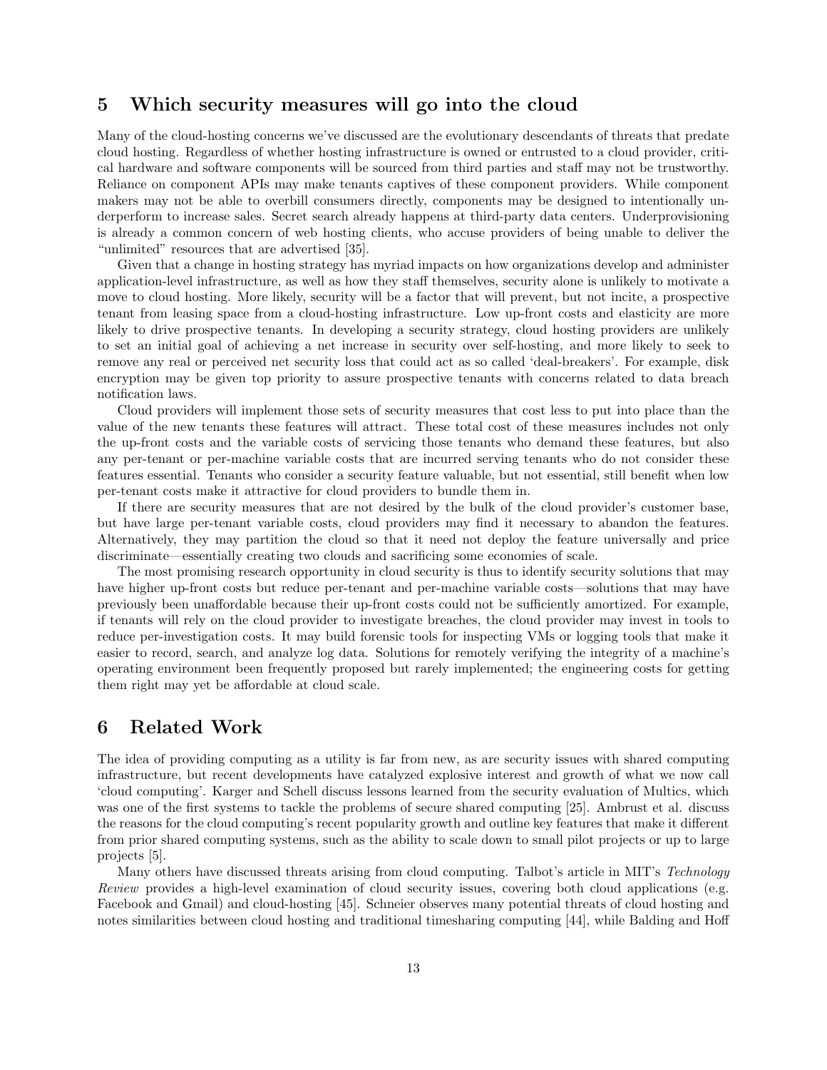## 5 Which security measures will go into the cloud

Many of the cloud-hosting concerns we've discussed are the evolutionary descendants of threats that predate cloud hosting. Regardless of whether hosting infrastructure is owned or entrusted to a cloud provider, critical hardware and software components will be sourced from third parties and staff may not be trustworthy. Reliance on component APIs may make tenants captives of these component providers. While component makers may not be able to overbill consumers directly, components may be designed to intentionally underperform to increase sales. Secret search already happens at third-party data centers. Underprovisioning is already a common concern of web hosting clients, who accuse providers of being unable to deliver the "unlimited" resources that are advertised [35].

Given that a change in hosting strategy has myriad impacts on how organizations develop and administer application-level infrastructure, as well as how they staff themselves, security alone is unlikely to motivate a move to cloud hosting. More likely, security will be a factor that will prevent, but not incite, a prospective tenant from leasing space from a cloud-hosting infrastructure. Low up-front costs and elasticity are more likely to drive prospective tenants. In developing a security strategy, cloud hosting providers are unlikely to set an initial goal of achieving a net increase in security over self-hosting, and more likely to seek to remove any real or perceived net security loss that could act as so called 'deal-breakers'. For example, disk encryption may be given top priority to assure prospective tenants with concerns related to data breach notification laws.

Cloud providers will implement those sets of security measures that cost less to put into place than the value of the new tenants these features will attract. These total cost of these measures includes not only the up-front costs and the variable costs of servicing those tenants who demand these features, but also any per-tenant or per-machine variable costs that are incurred serving tenants who do not consider these features essential. Tenants who consider a security feature valuable, but not essential, still benefit when low per-tenant costs make it attractive for cloud providers to bundle them in.

If there are security measures that are not desired by the bulk of the cloud provider's customer base, but have large per-tenant variable costs, cloud providers may find it necessary to abandon the features. Alternatively, they may partition the cloud so that it need not deploy the feature universally and price discriminate—essentially creating two clouds and sacrificing some economies of scale.

The most promising research opportunity in cloud security is thus to identify security solutions that may have higher up-front costs but reduce per-tenant and per-machine variable costs—solutions that may have previously been unaffordable because their up-front costs could not be sufficiently amortized. For example, if tenants will rely on the cloud provider to investigate breaches, the cloud provider may invest in tools to reduce per-investigation costs. It may build forensic tools for inspecting VMs or logging tools that make it easier to record, search, and analyze log data. Solutions for remotely verifying the integrity of a machine's operating environment been frequently proposed but rarely implemented; the engineering costs for getting them right may yet be affordable at cloud scale.

## 6 Related Work

The idea of providing computing as a utility is far from new, as are security issues with shared computing infrastructure, but recent developments have catalyzed explosive interest and growth of what we now call 'cloud computing'. Karger and Schell discuss lessons learned from the security evaluation of Multics, which was one of the first systems to tackle the problems of secure shared computing [25]. Ambrust et al. discuss the reasons for the cloud computing's recent popularity growth and outline key features that make it different from prior shared computing systems, such as the ability to scale down to small pilot projects or up to large projects [5].

Many others have discussed threats arising from cloud computing. Talbot's article in MIT's *Technology Review* provides a high-level examination of cloud security issues, covering both cloud applications (e.g. Facebook and Gmail) and cloud-hosting [45]. Schneier observes many potential threats of cloud hosting and notes similarities between cloud hosting and traditional timesharing computing [44], while Balding and Hoff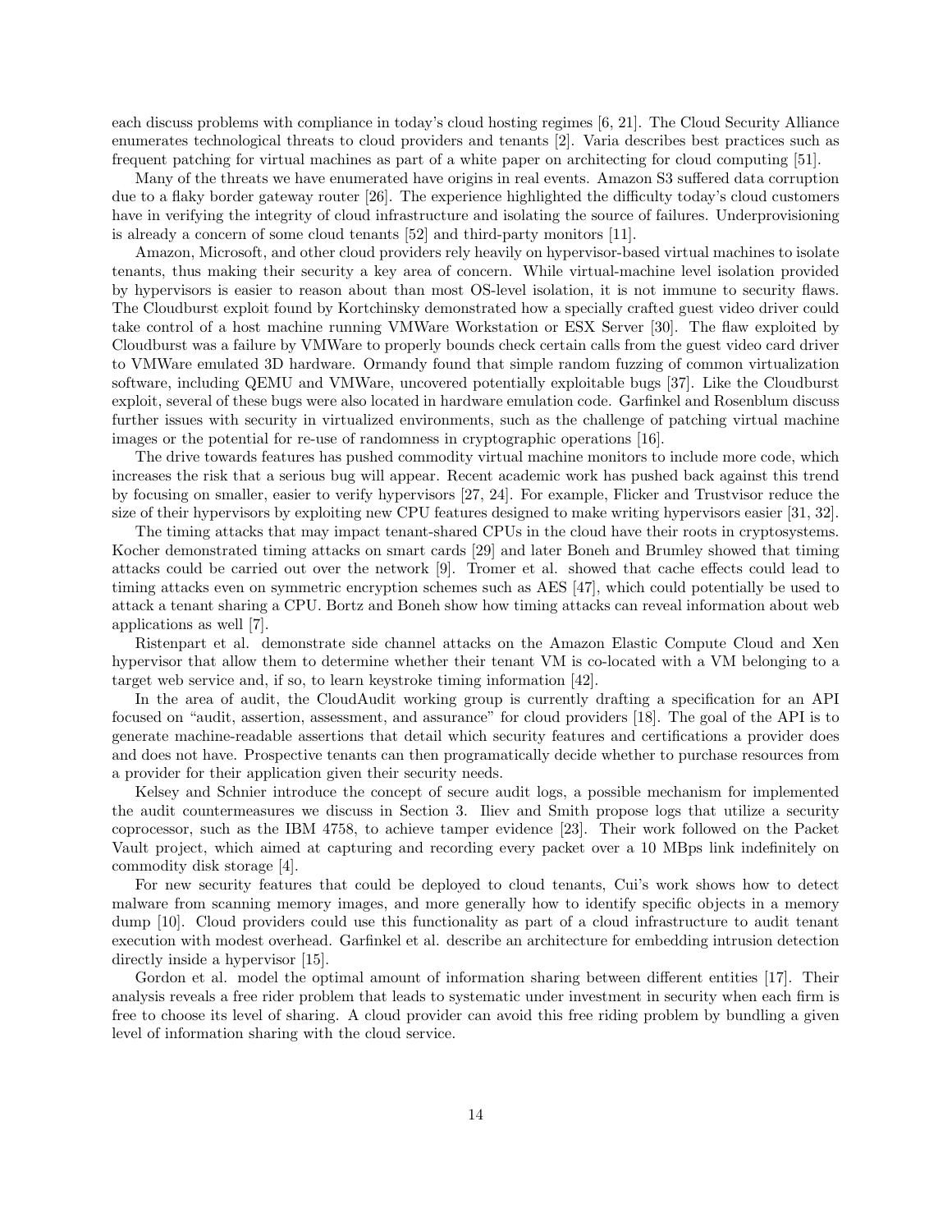each discuss problems with compliance in today's cloud hosting regimes [6, 21]. The Cloud Security Alliance enumerates technological threats to cloud providers and tenants [2]. Varia describes best practices such as frequent patching for virtual machines as part of a white paper on architecting for cloud computing [51].

Many of the threats we have enumerated have origins in real events. Amazon S3 suffered data corruption due to a flaky border gateway router [26]. The experience highlighted the difficulty today's cloud customers have in verifying the integrity of cloud infrastructure and isolating the source of failures. Underprovisioning is already a concern of some cloud tenants [52] and third-party monitors [11].

Amazon, Microsoft, and other cloud providers rely heavily on hypervisor-based virtual machines to isolate tenants, thus making their security a key area of concern. While virtual-machine level isolation provided by hypervisors is easier to reason about than most OS-level isolation, it is not immune to security flaws. The Cloudburst exploit found by Kortchinsky demonstrated how a specially crafted guest video driver could take control of a host machine running VMWare Workstation or ESX Server [30]. The flaw exploited by Cloudburst was a failure by VMWare to properly bounds check certain calls from the guest video card driver to VMWare emulated 3D hardware. Ormandy found that simple random fuzzing of common virtualization software, including QEMU and VMWare, uncovered potentially exploitable bugs [37]. Like the Cloudburst exploit, several of these bugs were also located in hardware emulation code. Garfinkel and Rosenblum discuss further issues with security in virtualized environments, such as the challenge of patching virtual machine images or the potential for re-use of randomness in cryptographic operations [16].

The drive towards features has pushed commodity virtual machine monitors to include more code, which increases the risk that a serious bug will appear. Recent academic work has pushed back against this trend by focusing on smaller, easier to verify hypervisors [27, 24]. For example, Flicker and Trustvisor reduce the size of their hypervisors by exploiting new CPU features designed to make writing hypervisors easier [31, 32].

The timing attacks that may impact tenant-shared CPUs in the cloud have their roots in cryptosystems. Kocher demonstrated timing attacks on smart cards [29] and later Boneh and Brumley showed that timing attacks could be carried out over the network [9]. Tromer et al. showed that cache effects could lead to timing attacks even on symmetric encryption schemes such as AES [47], which could potentially be used to attack a tenant sharing a CPU. Bortz and Boneh show how timing attacks can reveal information about web applications as well [7].

Ristenpart et al. demonstrate side channel attacks on the Amazon Elastic Compute Cloud and Xen hypervisor that allow them to determine whether their tenant VM is co-located with a VM belonging to a target web service and, if so, to learn keystroke timing information [42].

In the area of audit, the CloudAudit working group is currently drafting a specification for an API focused on "audit, assertion, assessment, and assurance" for cloud providers [18]. The goal of the API is to generate machine-readable assertions that detail which security features and certifications a provider does and does not have. Prospective tenants can then programatically decide whether to purchase resources from a provider for their application given their security needs.

Kelsey and Schnier introduce the concept of secure audit logs, a possible mechanism for implemented the audit countermeasures we discuss in Section 3. Iliev and Smith propose logs that utilize a security coprocessor, such as the IBM 4758, to achieve tamper evidence [23]. Their work followed on the Packet Vault project, which aimed at capturing and recording every packet over a 10 MBps link indefinitely on commodity disk storage [4].

For new security features that could be deployed to cloud tenants, Cui's work shows how to detect malware from scanning memory images, and more generally how to identify specific objects in a memory dump [10]. Cloud providers could use this functionality as part of a cloud infrastructure to audit tenant execution with modest overhead. Garfinkel et al. describe an architecture for embedding intrusion detection directly inside a hypervisor [15].

Gordon et al. model the optimal amount of information sharing between different entities [17]. Their analysis reveals a free rider problem that leads to systematic under investment in security when each firm is free to choose its level of sharing. A cloud provider can avoid this free riding problem by bundling a given level of information sharing with the cloud service.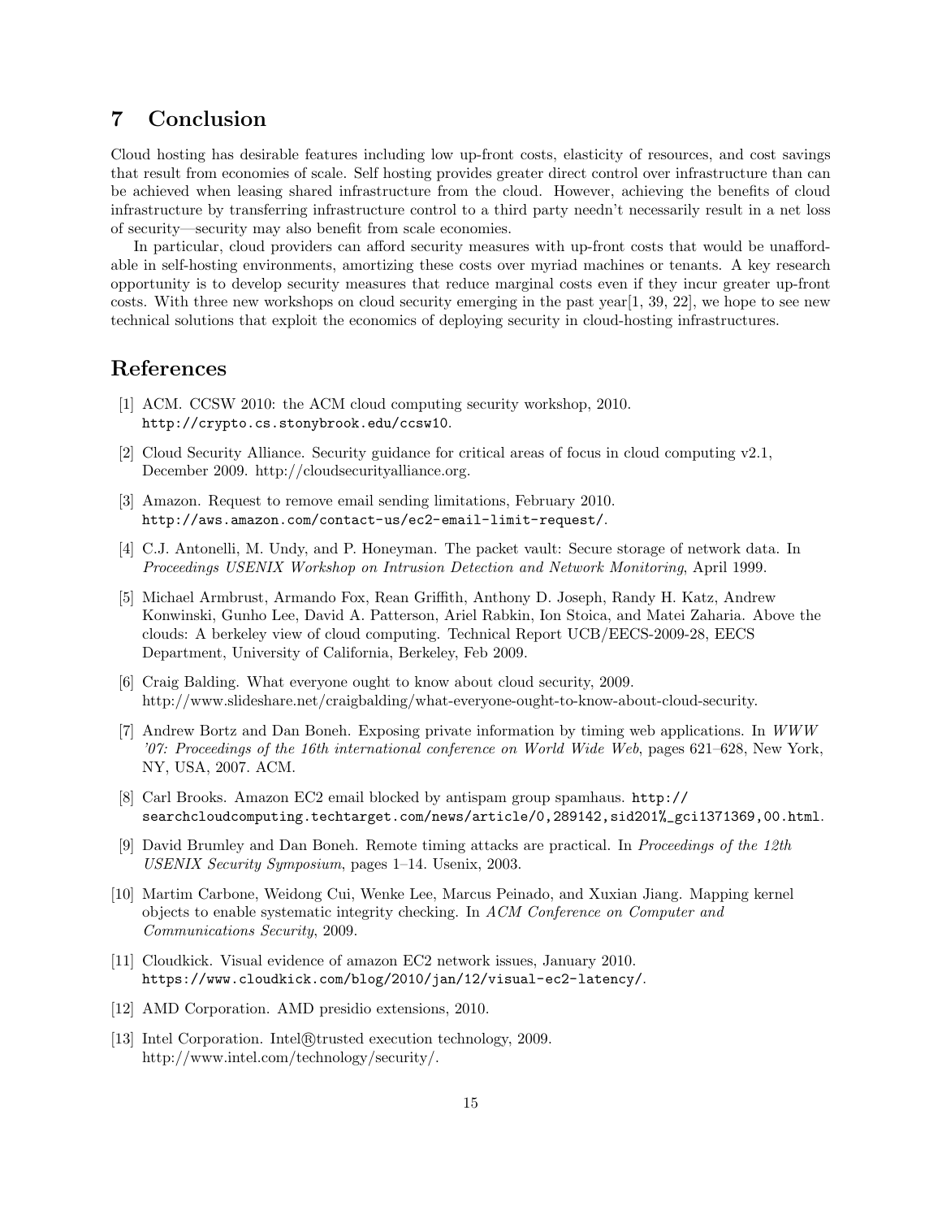## 7 Conclusion

Cloud hosting has desirable features including low up-front costs, elasticity of resources, and cost savings that result from economies of scale. Self hosting provides greater direct control over infrastructure than can be achieved when leasing shared infrastructure from the cloud. However, achieving the benefits of cloud infrastructure by transferring infrastructure control to a third party needn't necessarily result in a net loss of security—security may also benefit from scale economies.

In particular, cloud providers can afford security measures with up-front costs that would be unaffordable in self-hosting environments, amortizing these costs over myriad machines or tenants. A key research opportunity is to develop security measures that reduce marginal costs even if they incur greater up-front costs. With three new workshops on cloud security emerging in the past year[1, 39, 22], we hope to see new technical solutions that exploit the economics of deploying security in cloud-hosting infrastructures.

## References

[1] ACM. CCSW 2010: the ACM cloud computing security workshop, 2010. http://crypto.cs.stonybrook.edu/ccsw10.

[2] Cloud Security Alliance. Security guidance for critical areas of focus in cloud computing v2.1, December 2009. http://cloudsecurityalliance.org.

[3] Amazon. Request to remove email sending limitations, February 2010. http://aws.amazon.com/contact-us/ec2-email-limit-request/.

[4] C.J. Antonelli, M. Undy, and P. Honeyman. The packet vault: Secure storage of network data. In *Proceedings USENIX Workshop on Intrusion Detection and Network Monitoring*, April 1999.

[5] Michael Armbrust, Armando Fox, Rean Griffith, Anthony D. Joseph, Randy H. Katz, Andrew Konwinski, Gunho Lee, David A. Patterson, Ariel Rabkin, Ion Stoica, and Matei Zaharia. Above the clouds: A berkeley view of cloud computing. Technical Report UCB/EECS-2009-28, EECS Department, University of California, Berkeley, Feb 2009.

[6] Craig Balding. What everyone ought to know about cloud security, 2009. http://www.slideshare.net/craigbalding/what-everyone-ought-to-know-about-cloud-security.

[7] Andrew Bortz and Dan Boneh. Exposing private information by timing web applications. In *WWW '07: Proceedings of the 16th international conference on World Wide Web*, pages 621–628, New York, NY, USA, 2007. ACM.

[8] Carl Brooks. Amazon EC2 email blocked by antispam group spamhaus. http://searchcloudcomputing.techtarget.com/news/article/0,289142,sid201%_gci1371369,00.html.

[9] David Brumley and Dan Boneh. Remote timing attacks are practical. In *Proceedings of the 12th USENIX Security Symposium*, pages 1–14. Usenix, 2003.

[10] Martim Carbone, Weidong Cui, Wenke Lee, Marcus Peinado, and Xuxian Jiang. Mapping kernel objects to enable systematic integrity checking. In *ACM Conference on Computer and Communications Security*, 2009.

[11] Cloudkick. Visual evidence of amazon EC2 network issues, January 2010. https://www.cloudkick.com/blog/2010/jan/12/visual-ec2-latency/.

[12] AMD Corporation. AMD presidio extensions, 2010.

[13] Intel Corporation. Intel®trusted execution technology, 2009. http://www.intel.com/technology/security/.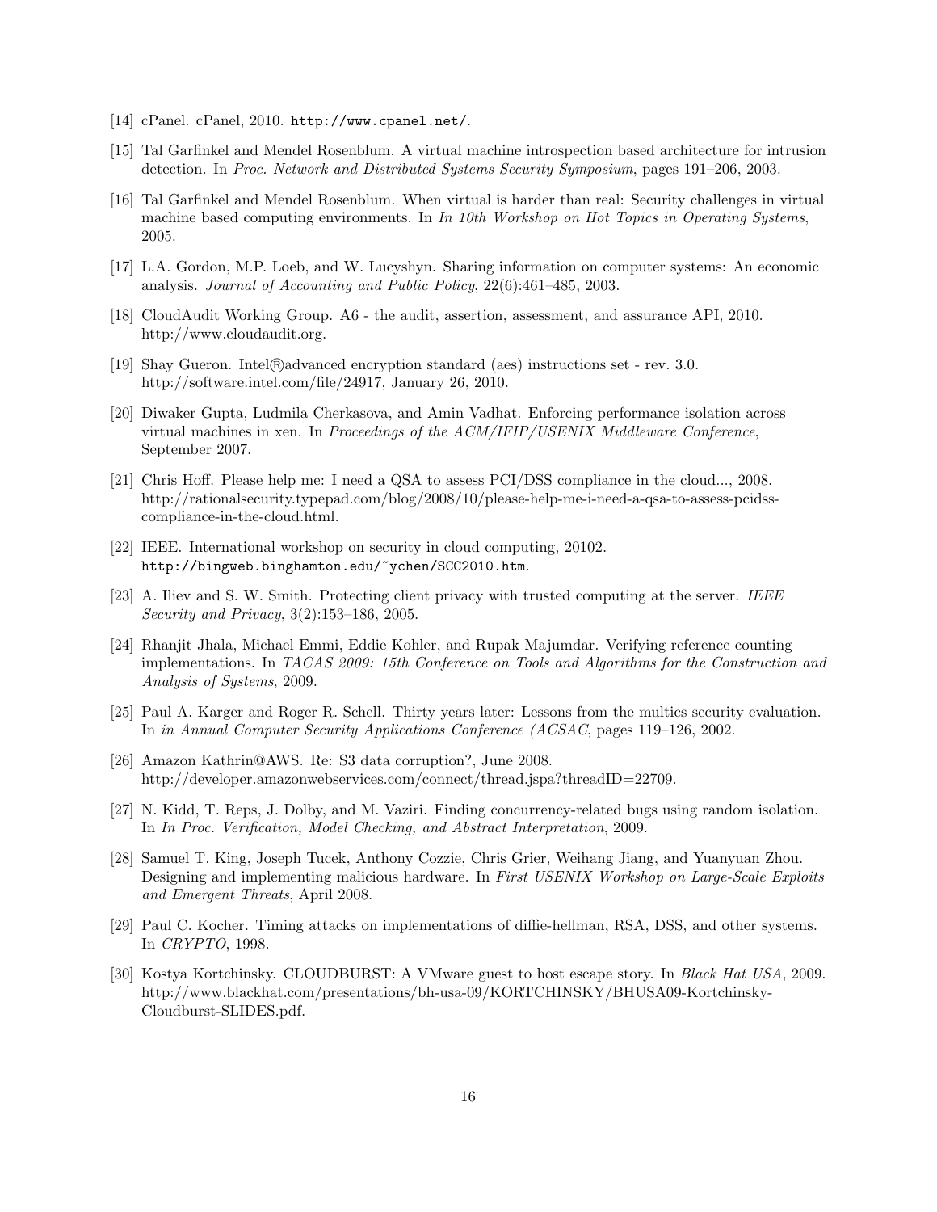[14] cPanel. cPanel, 2010. http://www.cpanel.net/.

[15] Tal Garfinkel and Mendel Rosenblum. A virtual machine introspection based architecture for intrusion detection. In *Proc. Network and Distributed Systems Security Symposium*, pages 191–206, 2003.

[16] Tal Garfinkel and Mendel Rosenblum. When virtual is harder than real: Security challenges in virtual machine based computing environments. In *In 10th Workshop on Hot Topics in Operating Systems*, 2005.

[17] L.A. Gordon, M.P. Loeb, and W. Lucyshyn. Sharing information on computer systems: An economic analysis. *Journal of Accounting and Public Policy*, 22(6):461–485, 2003.

[18] CloudAudit Working Group. A6 - the audit, assertion, assessment, and assurance API, 2010. http://www.cloudaudit.org.

[19] Shay Gueron. Intel®advanced encryption standard (aes) instructions set - rev. 3.0. http://software.intel.com/file/24917, January 26, 2010.

[20] Diwaker Gupta, Ludmila Cherkasova, and Amin Vadhat. Enforcing performance isolation across virtual machines in xen. In *Proceedings of the ACM/IFIP/USENIX Middleware Conference*, September 2007.

[21] Chris Hoff. Please help me: I need a QSA to assess PCI/DSS compliance in the cloud..., 2008. http://rationalsecurity.typepad.com/blog/2008/10/please-help-me-i-need-a-qsa-to-assess-pcidss-compliance-in-the-cloud.html.

[22] IEEE. International workshop on security in cloud computing, 20102. http://bingweb.binghamton.edu/~ychen/SCC2010.htm.

[23] A. Iliev and S. W. Smith. Protecting client privacy with trusted computing at the server. *IEEE Security and Privacy*, 3(2):153–186, 2005.

[24] Rhanjit Jhala, Michael Emmi, Eddie Kohler, and Rupak Majumdar. Verifying reference counting implementations. In *TACAS 2009: 15th Conference on Tools and Algorithms for the Construction and Analysis of Systems*, 2009.

[25] Paul A. Karger and Roger R. Schell. Thirty years later: Lessons from the multics security evaluation. In *in Annual Computer Security Applications Conference (ACSAC*, pages 119–126, 2002.

[26] Amazon Kathrin@AWS. Re: S3 data corruption?, June 2008. http://developer.amazonwebservices.com/connect/thread.jspa?threadID=22709.

[27] N. Kidd, T. Reps, J. Dolby, and M. Vaziri. Finding concurrency-related bugs using random isolation. In *In Proc. Verification, Model Checking, and Abstract Interpretation*, 2009.

[28] Samuel T. King, Joseph Tucek, Anthony Cozzie, Chris Grier, Weihang Jiang, and Yuanyuan Zhou. Designing and implementing malicious hardware. In *First USENIX Workshop on Large-Scale Exploits and Emergent Threats*, April 2008.

[29] Paul C. Kocher. Timing attacks on implementations of diffie-hellman, RSA, DSS, and other systems. In *CRYPTO*, 1998.

[30] Kostya Kortchinsky. CLOUDBURST: A VMware guest to host escape story. In *Black Hat USA*, 2009. http://www.blackhat.com/presentations/bh-usa-09/KORTCHINSKY/BHUSA09-Kortchinsky-Cloudburst-SLIDES.pdf.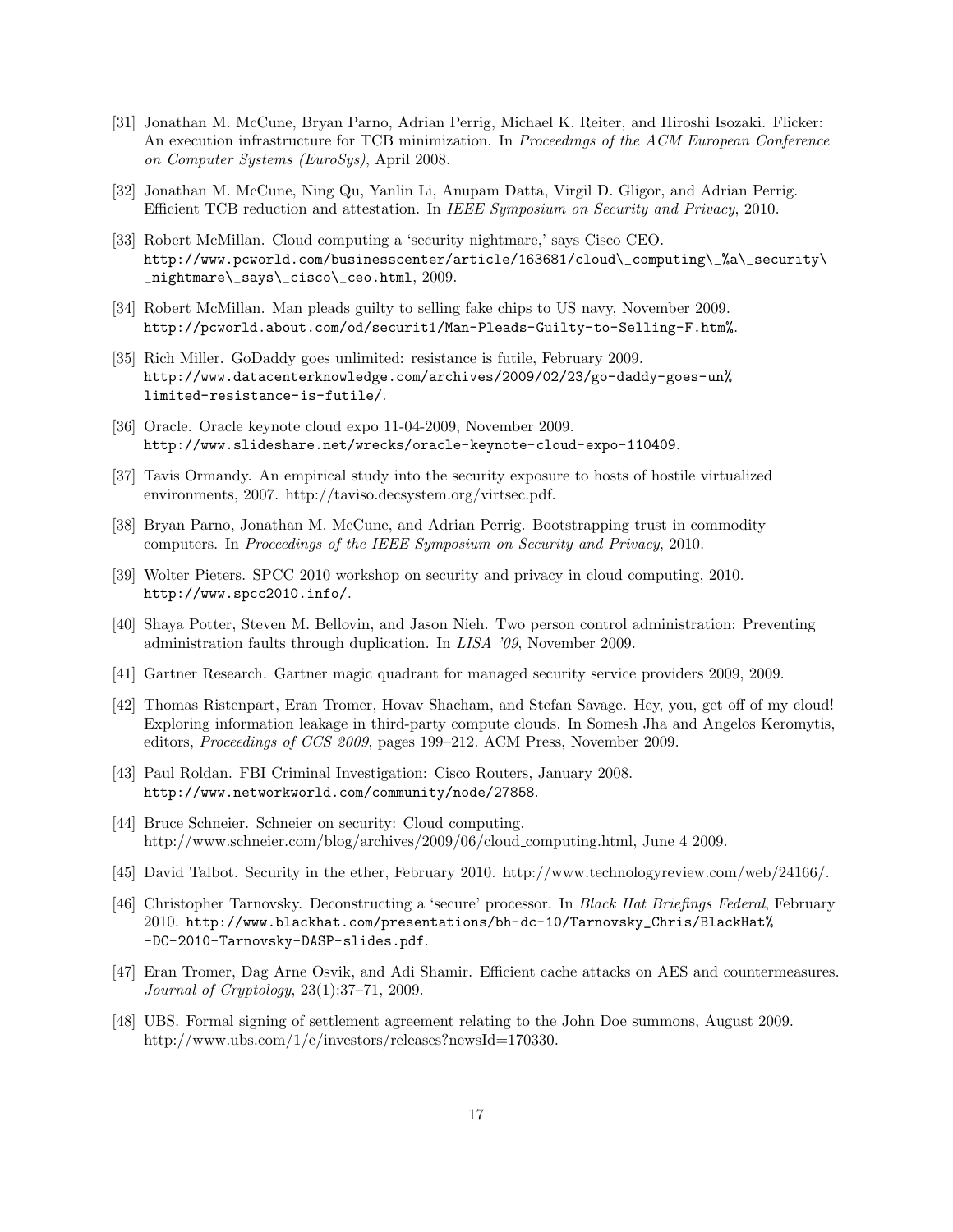[31] Jonathan M. McCune, Bryan Parno, Adrian Perrig, Michael K. Reiter, and Hiroshi Isozaki. Flicker: An execution infrastructure for TCB minimization. In *Proceedings of the ACM European Conference on Computer Systems (EuroSys)*, April 2008.

[32] Jonathan M. McCune, Ning Qu, Yanlin Li, Anupam Datta, Virgil D. Gligor, and Adrian Perrig. Efficient TCB reduction and attestation. In *IEEE Symposium on Security and Privacy*, 2010.

[33] Robert McMillan. Cloud computing a 'security nightmare,' says Cisco CEO. `http://www.pcworld.com/businesscenter/article/163681/cloud\_computing\_%a\_security\_nightmare\_says\_cisco\_ceo.html`, 2009.

[34] Robert McMillan. Man pleads guilty to selling fake chips to US navy, November 2009. `http://pcworld.about.com/od/securit1/Man-Pleads-Guilty-to-Selling-F.htm%`.

[35] Rich Miller. GoDaddy goes unlimited: resistance is futile, February 2009. `http://www.datacenterknowledge.com/archives/2009/02/23/go-daddy-goes-un%limited-resistance-is-futile/`.

[36] Oracle. Oracle keynote cloud expo 11-04-2009, November 2009. `http://www.slideshare.net/wrecks/oracle-keynote-cloud-expo-110409`.

[37] Tavis Ormandy. An empirical study into the security exposure to hosts of hostile virtualized environments, 2007. http://taviso.decsystem.org/virtsec.pdf.

[38] Bryan Parno, Jonathan M. McCune, and Adrian Perrig. Bootstrapping trust in commodity computers. In *Proceedings of the IEEE Symposium on Security and Privacy*, 2010.

[39] Wolter Pieters. SPCC 2010 workshop on security and privacy in cloud computing, 2010. `http://www.spcc2010.info/`.

[40] Shaya Potter, Steven M. Bellovin, and Jason Nieh. Two person control administration: Preventing administration faults through duplication. In *LISA '09*, November 2009.

[41] Gartner Research. Gartner magic quadrant for managed security service providers 2009, 2009.

[42] Thomas Ristenpart, Eran Tromer, Hovav Shacham, and Stefan Savage. Hey, you, get off of my cloud! Exploring information leakage in third-party compute clouds. In Somesh Jha and Angelos Keromytis, editors, *Proceedings of CCS 2009*, pages 199–212. ACM Press, November 2009.

[43] Paul Roldan. FBI Criminal Investigation: Cisco Routers, January 2008. `http://www.networkworld.com/community/node/27858`.

[44] Bruce Schneier. Schneier on security: Cloud computing. http://www.schneier.com/blog/archives/2009/06/cloud_computing.html, June 4 2009.

[45] David Talbot. Security in the ether, February 2010. http://www.technologyreview.com/web/24166/.

[46] Christopher Tarnovsky. Deconstructing a 'secure' processor. In *Black Hat Briefings Federal*, February 2010. `http://www.blackhat.com/presentations/bh-dc-10/Tarnovsky_Chris/BlackHat%-DC-2010-Tarnovsky-DASP-slides.pdf`.

[47] Eran Tromer, Dag Arne Osvik, and Adi Shamir. Efficient cache attacks on AES and countermeasures. *Journal of Cryptology*, 23(1):37–71, 2009.

[48] UBS. Formal signing of settlement agreement relating to the John Doe summons, August 2009. http://www.ubs.com/1/e/investors/releases?newsId=170330.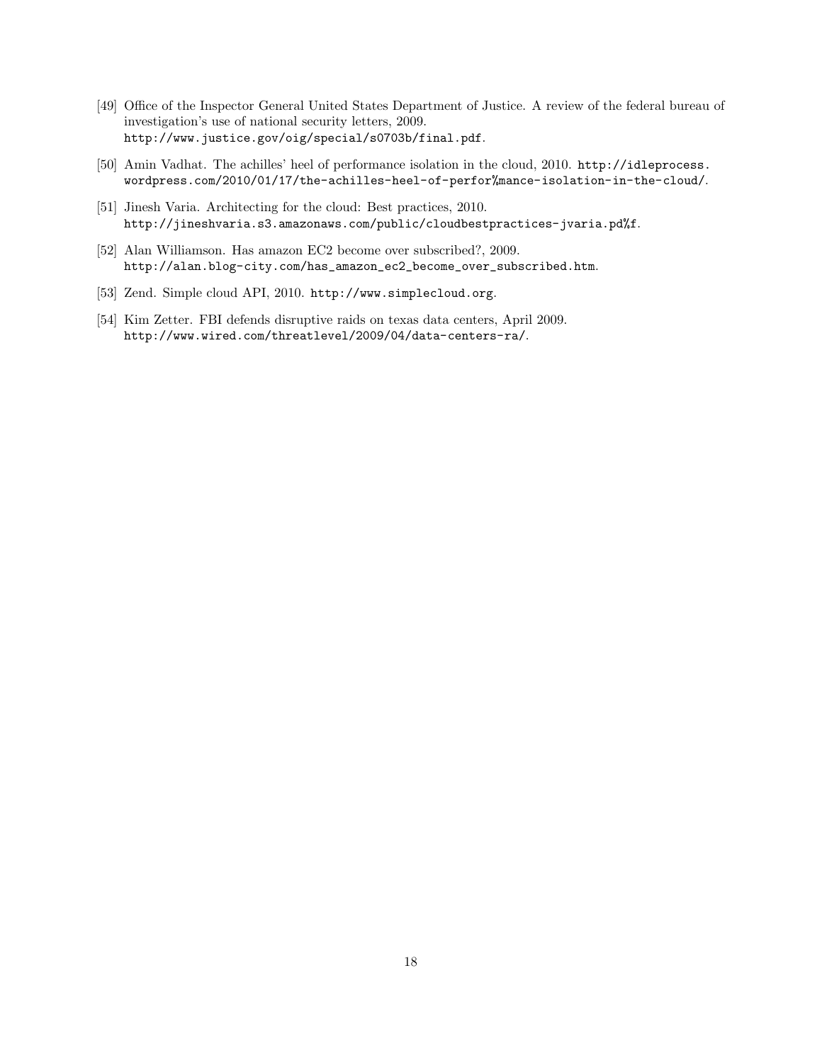[49] Office of the Inspector General United States Department of Justice. A review of the federal bureau of investigation's use of national security letters, 2009. http://www.justice.gov/oig/special/s0703b/final.pdf.

[50] Amin Vadhat. The achilles' heel of performance isolation in the cloud, 2010. http://idleprocess.wordpress.com/2010/01/17/the-achilles-heel-of-perfor%mance-isolation-in-the-cloud/.

[51] Jinesh Varia. Architecting for the cloud: Best practices, 2010. http://jineshvaria.s3.amazonaws.com/public/cloudbestpractices-jvaria.pd%f.

[52] Alan Williamson. Has amazon EC2 become over subscribed?, 2009. http://alan.blog-city.com/has_amazon_ec2_become_over_subscribed.htm.

[53] Zend. Simple cloud API, 2010. http://www.simplecloud.org.

[54] Kim Zetter. FBI defends disruptive raids on texas data centers, April 2009. http://www.wired.com/threatlevel/2009/04/data-centers-ra/.